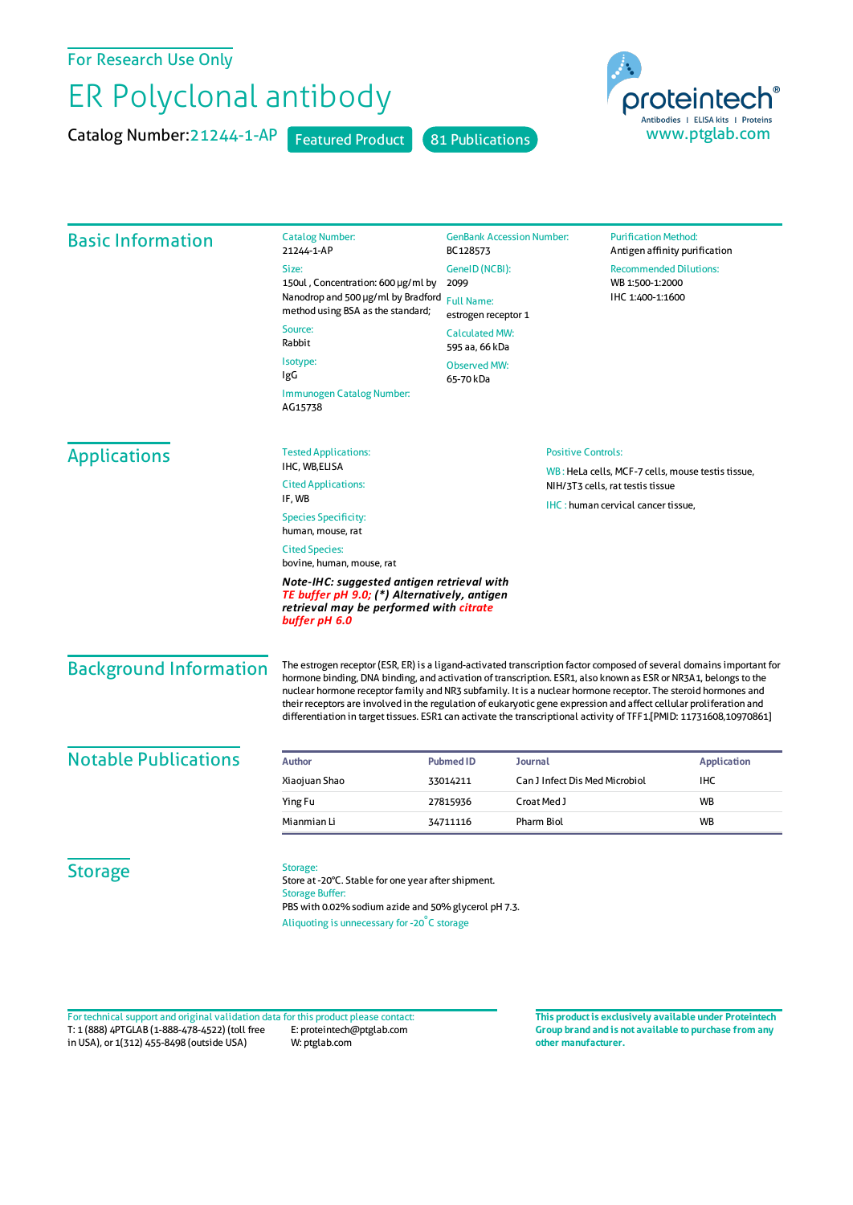For Research Use Only

# ER Polyclonal antibody

Catalog Number: 21244-1-AP    Featured Product    81 Publications

proteintech® Antibodies | ELISA kits | Proteins
www.ptglab.com

## Basic Information

**Catalog Number:**
21244-1-AP

**Size:**
150ul , Concentration: 600 μg/ml by Nanodrop and 500 μg/ml by Bradford method using BSA as the standard;

**Source:**
Rabbit

**Isotype:**
IgG

**Immunogen Catalog Number:**
AG15738

**GenBank Accession Number:**
BC128573

**GeneID (NCBI):**
2099

**Full Name:**
estrogen receptor 1

**Calculated MW:**
595 aa, 66 kDa

**Observed MW:**
65-70 kDa

**Purification Method:**
Antigen affinity purification

**Recommended Dilutions:**
WB 1:500-1:2000
IHC 1:400-1:1600

## Applications

**Tested Applications:**
IHC, WB,ELISA

**Cited Applications:**
IF, WB

**Species Specificity:**
human, mouse, rat

**Cited Species:**
bovine, human, mouse, rat

***Note-IHC: suggested antigen retrieval with TE buffer pH 9.0; (\*) Alternatively, antigen retrieval may be performed with citrate buffer pH 6.0***

**Positive Controls:**

WB : HeLa cells, MCF-7 cells, mouse testis tissue, NIH/3T3 cells, rat testis tissue

IHC : human cervical cancer tissue,

## Background Information

The estrogen receptor (ESR, ER) is a ligand-activated transcription factor composed of several domains important for hormone binding, DNA binding, and activation of transcription. ESR1, also known as ESR or NR3A1, belongs to the nuclear hormone receptor family and NR3 subfamily. It is a nuclear hormone receptor. The steroid hormones and their receptors are involved in the regulation of eukaryotic gene expression and affect cellular proliferation and differentiation in target tissues. ESR1 can activate the transcriptional activity of TFF1.[PMID: 11731608,10970861]

## Notable Publications

| Author | Pubmed ID | Journal | Application |
|---|---|---|---|
| Xiaojuan Shao | 33014211 | Can J Infect Dis Med Microbiol | IHC |
| Ying Fu | 27815936 | Croat Med J | WB |
| Mianmian Li | 34711116 | Pharm Biol | WB |

## Storage

**Storage:**
Store at -20°C. Stable for one year after shipment.

**Storage Buffer:**
PBS with 0.02% sodium azide and 50% glycerol pH 7.3.

Aliquoting is unnecessary for -20°C storage

For technical support and original validation data for this product please contact:
T: 1 (888) 4PTGLAB (1-888-478-4522) (toll free in USA), or 1(312) 455-8498 (outside USA)
E: proteintech@ptglab.com
W: ptglab.com

**This product is exclusively available under Proteintech Group brand and is not available to purchase from any other manufacturer.**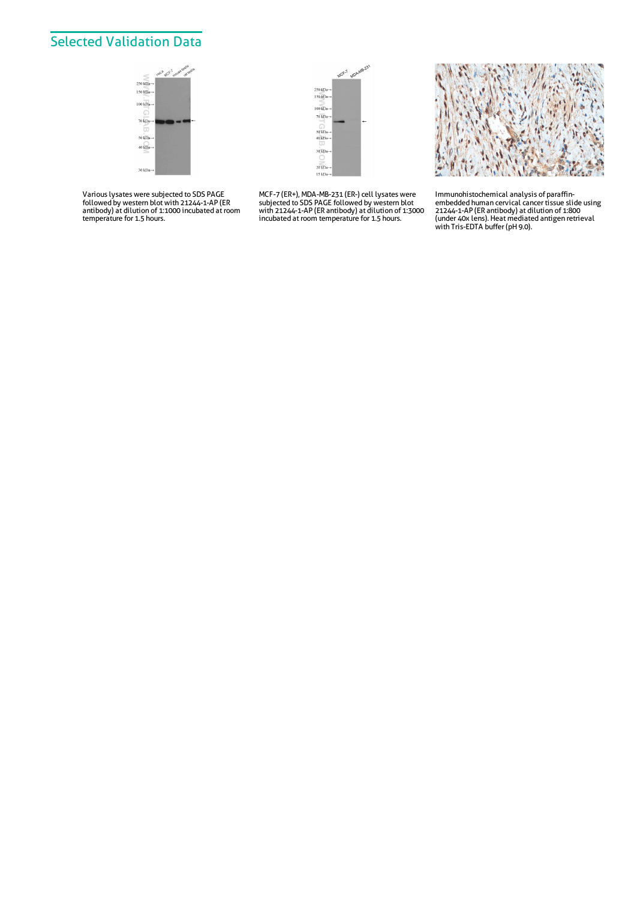## Selected Validation Data

HeLa
MCF-7
mouse testis
rat testis

250 kDa→
150 kDa→
100 kDa→
70 kDa→
50 kDa→
40 kDa→
30 kDa→

WWW.PTGLAB.COM

Various lysates were subjected to SDS PAGE followed by western blot with 21244-1-AP (ER antibody) at dilution of 1:1000 incubated at room temperature for 1.5 hours.

MCF-7
MDA-MB-231

250 kDa→
150 kDa→
100 kDa→
70 kDa→
50 kDa→
40 kDa→
30 kDa→
20 kDa→
15 kDa→

WWW.PTGLAB.COM

MCF-7 (ER+), MDA-MB-231 (ER-) cell lysates were subjected to SDS PAGE followed by western blot with 21244-1-AP (ER antibody) at dilution of 1:3000 incubated at room temperature for 1.5 hours.

Immunohistochemical analysis of paraffin-embedded human cervical cancer tissue slide using 21244-1-AP (ER antibody) at dilution of 1:800 (under 40x lens). Heat mediated antigen retrieval with Tris-EDTA buffer (pH 9.0).